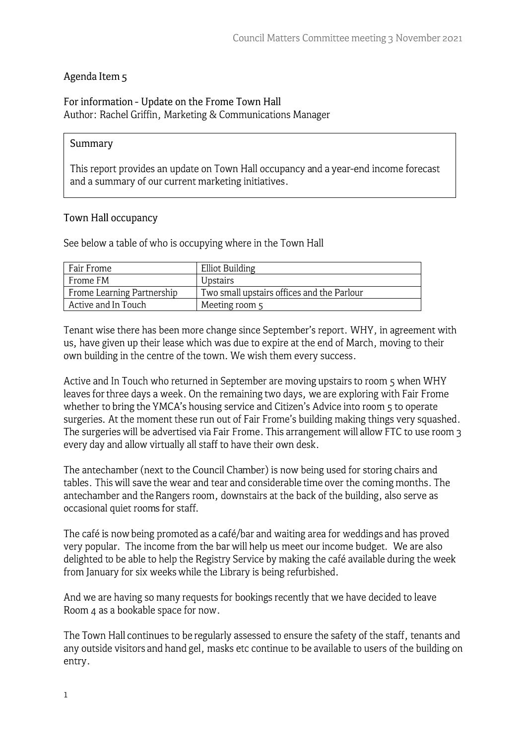## Agenda Item 5

**For information - Update on the Frome Town Hall**
Author: Rachel Griffin, Marketing & Communications Manager

> **Summary**
>
> This report provides an update on Town Hall occupancy and a year-end income forecast and a summary of our current marketing initiatives.

### Town Hall occupancy

See below a table of who is occupying where in the Town Hall

| Fair Frome | Elliot Building |
|---|---|
| Frome FM | Upstairs |
| Frome Learning Partnership | Two small upstairs offices and the Parlour |
| Active and In Touch | Meeting room 5 |

Tenant wise there has been more change since September's report. WHY, in agreement with us, have given up their lease which was due to expire at the end of March, moving to their own building in the centre of the town. We wish them every success.

Active and In Touch who returned in September are moving upstairs to room 5 when WHY leaves for three days a week. On the remaining two days, we are exploring with Fair Frome whether to bring the YMCA's housing service and Citizen's Advice into room 5 to operate surgeries. At the moment these run out of Fair Frome's building making things very squashed. The surgeries will be advertised via Fair Frome. This arrangement will allow FTC to use room 3 every day and allow virtually all staff to have their own desk.

The antechamber (next to the Council Chamber) is now being used for storing chairs and tables. This will save the wear and tear and considerable time over the coming months. The antechamber and the Rangers room, downstairs at the back of the building, also serve as occasional quiet rooms for staff.

The café is now being promoted as a café/bar and waiting area for weddings and has proved very popular. The income from the bar will help us meet our income budget. We are also delighted to be able to help the Registry Service by making the café available during the week from January for six weeks while the Library is being refurbished.

And we are having so many requests for bookings recently that we have decided to leave Room 4 as a bookable space for now.

The Town Hall continues to be regularly assessed to ensure the safety of the staff, tenants and any outside visitors and hand gel, masks etc continue to be available to users of the building on entry.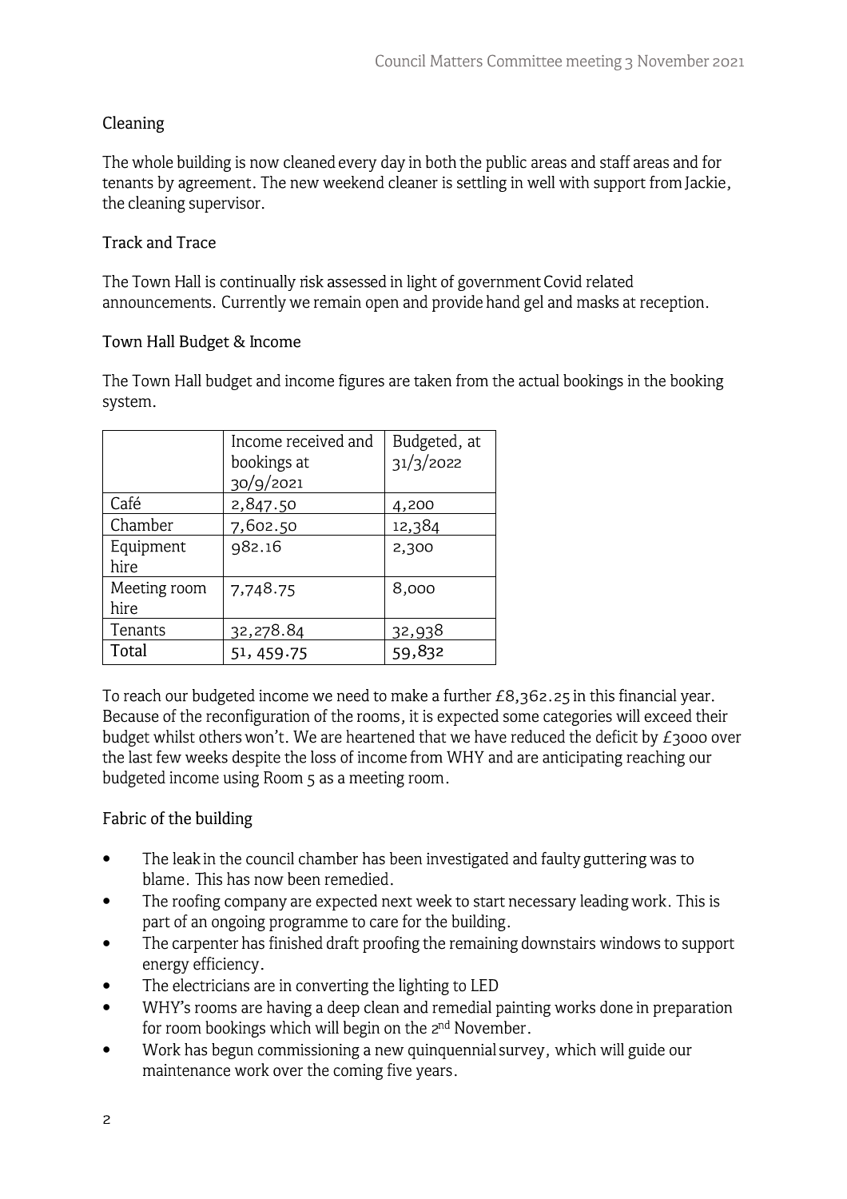## Cleaning

The whole building is now cleaned every day in both the public areas and staff areas and for tenants by agreement. The new weekend cleaner is settling in well with support from Jackie, the cleaning supervisor.

## Track and Trace

The Town Hall is continually risk assessed in light of government Covid related announcements. Currently we remain open and provide hand gel and masks at reception.

## Town Hall Budget & Income

The Town Hall budget and income figures are taken from the actual bookings in the booking system.

| | Income received and bookings at 30/9/2021 | Budgeted, at 31/3/2022 |
|---|---|---|
| Café | 2,847.50 | 4,200 |
| Chamber | 7,602.50 | 12,384 |
| Equipment hire | 982.16 | 2,300 |
| Meeting room hire | 7,748.75 | 8,000 |
| Tenants | 32,278.84 | 32,938 |
| Total | 51, 459.75 | 59,832 |

To reach our budgeted income we need to make a further £8,362.25 in this financial year. Because of the reconfiguration of the rooms, it is expected some categories will exceed their budget whilst others won't. We are heartened that we have reduced the deficit by £3000 over the last few weeks despite the loss of income from WHY and are anticipating reaching our budgeted income using Room 5 as a meeting room.

## Fabric of the building

- The leak in the council chamber has been investigated and faulty guttering was to blame. This has now been remedied.
- The roofing company are expected next week to start necessary leading work. This is part of an ongoing programme to care for the building.
- The carpenter has finished draft proofing the remaining downstairs windows to support energy efficiency.
- The electricians are in converting the lighting to LED
- WHY's rooms are having a deep clean and remedial painting works done in preparation for room bookings which will begin on the 2nd November.
- Work has begun commissioning a new quinquennial survey, which will guide our maintenance work over the coming five years.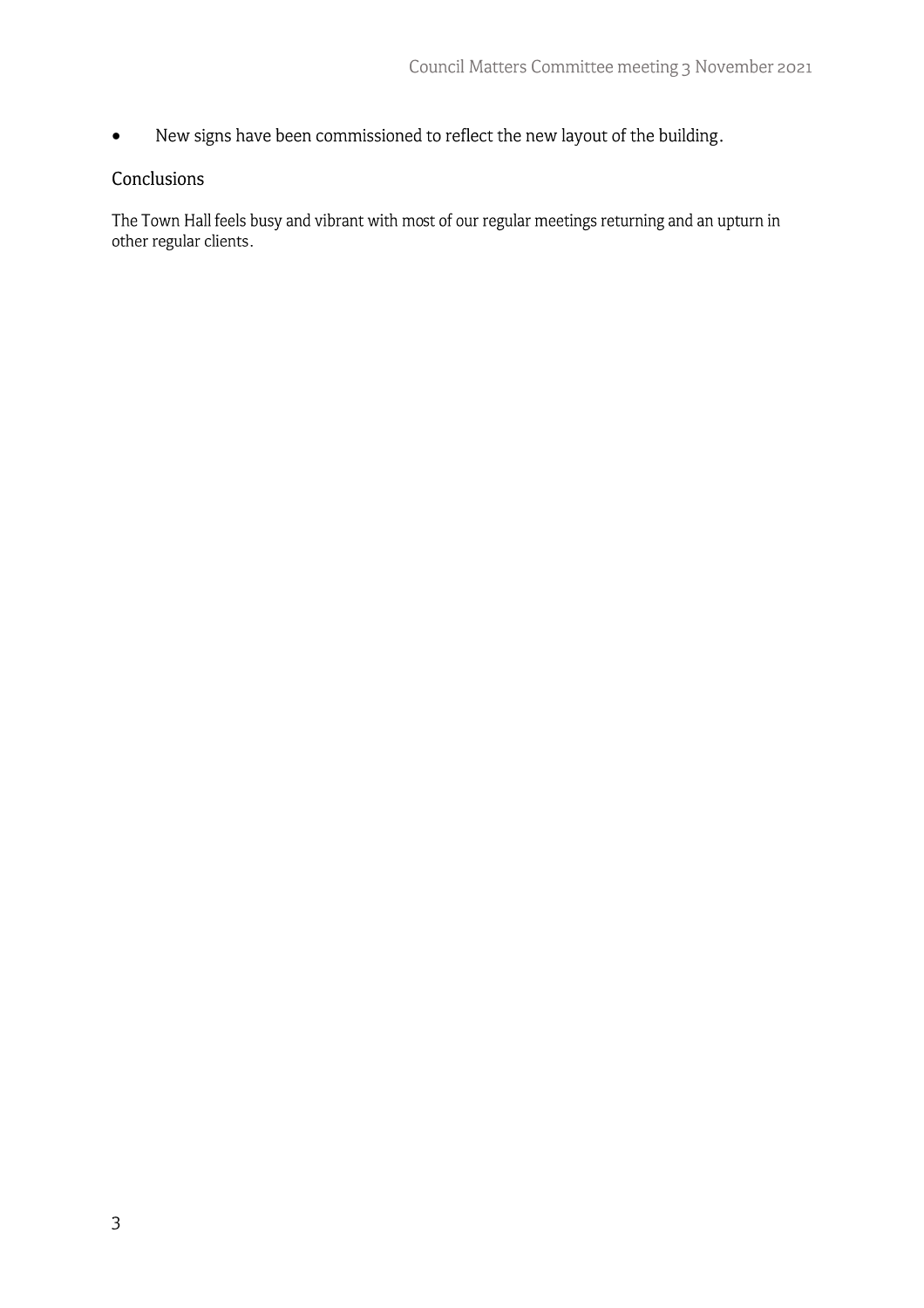- New signs have been commissioned to reflect the new layout of the building.

## Conclusions

The Town Hall feels busy and vibrant with most of our regular meetings returning and an upturn in other regular clients.